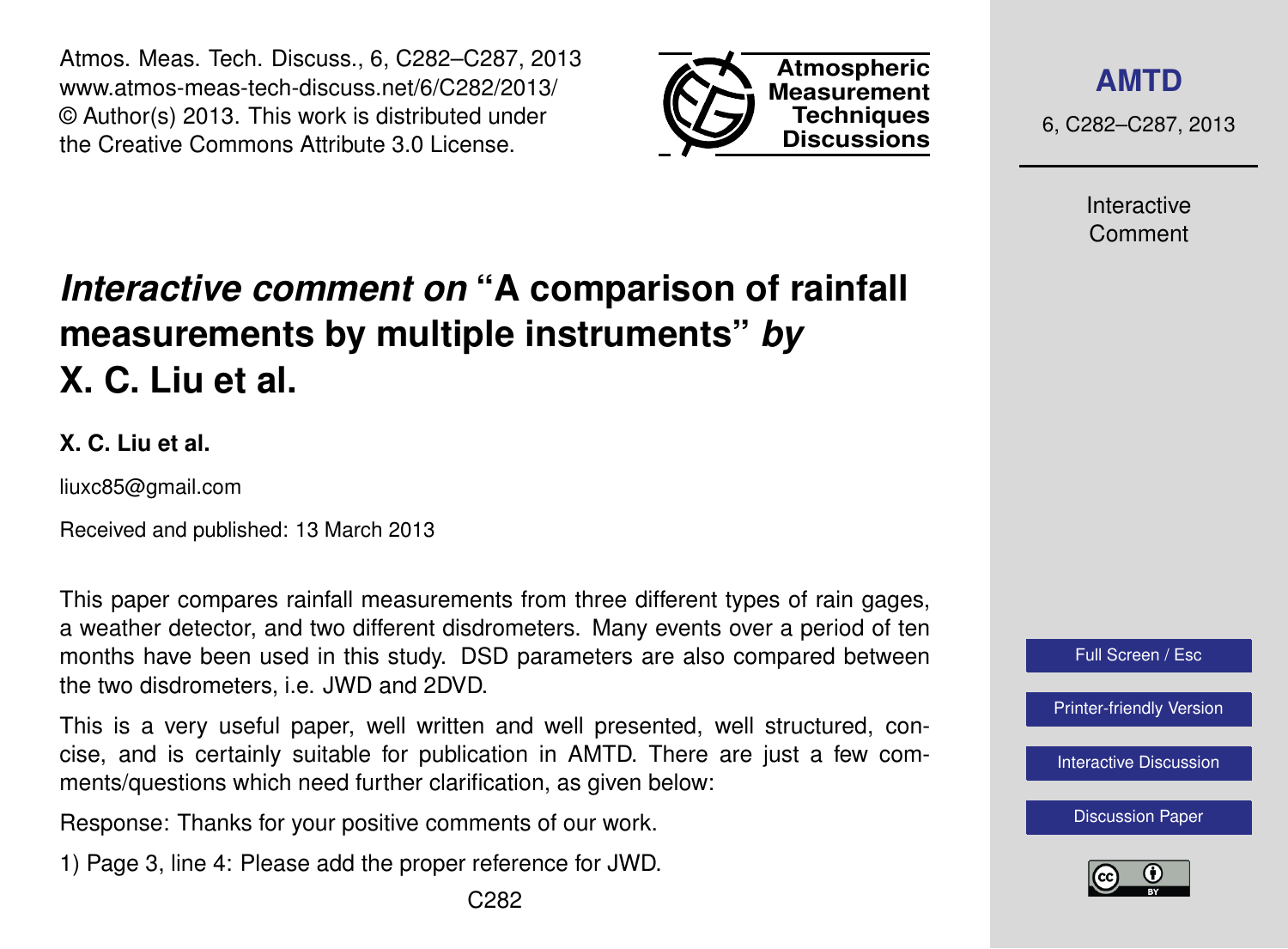# *Interactive comment on* "A comparison of rainfall measurements by multiple instruments" *by* X. C. Liu et al.

**X. C. Liu et al.**

liuxc85@gmail.com

Received and published: 13 March 2013

This paper compares rainfall measurements from three different types of rain gages, a weather detector, and two different disdrometers. Many events over a period of ten months have been used in this study. DSD parameters are also compared between the two disdrometers, i.e. JWD and 2DVD.

This is a very useful paper, well written and well presented, well structured, concise, and is certainly suitable for publication in AMTD. There are just a few comments/questions which need further clarification, as given below:

Response: Thanks for your positive comments of our work.

1) Page 3, line 4: Please add the proper reference for JWD.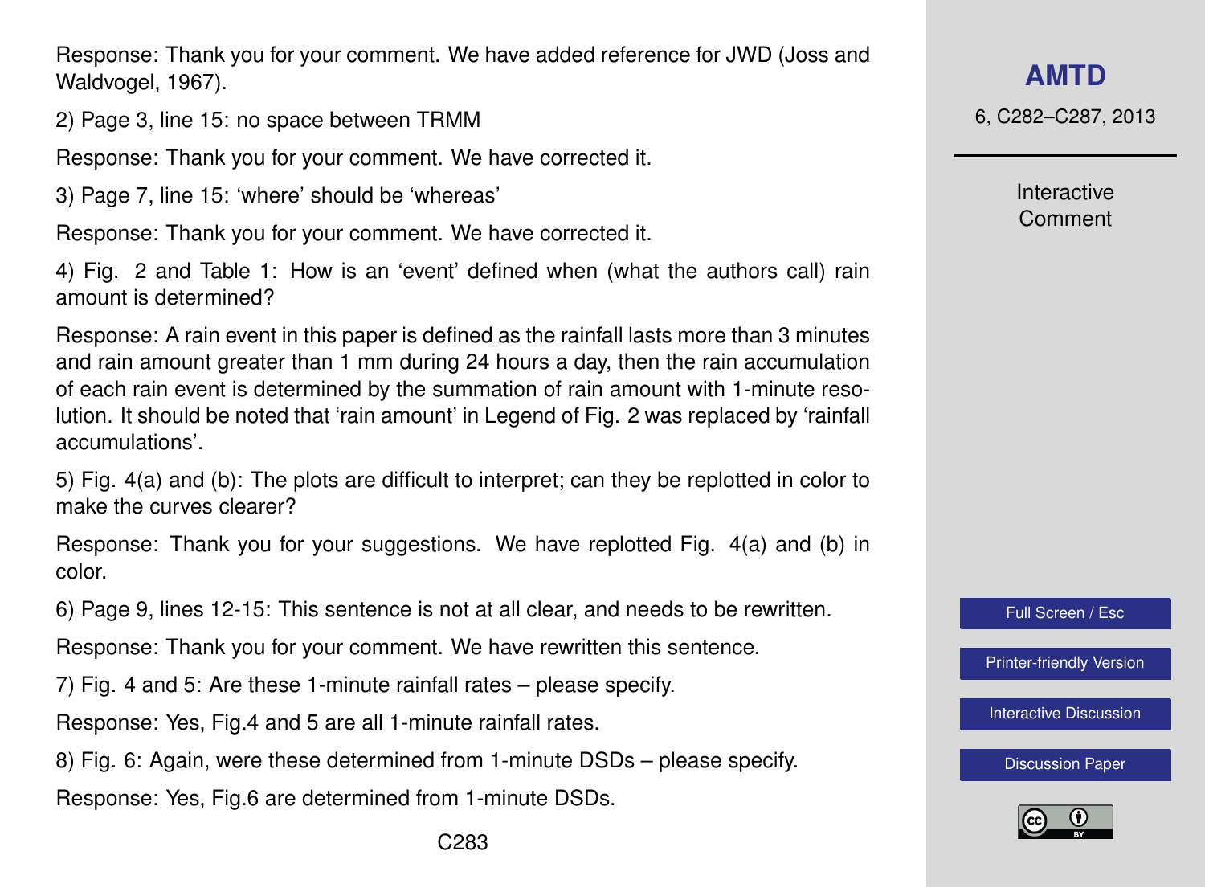Response: Thank you for your comment. We have added reference for JWD (Joss and Waldvogel, 1967).

2) Page 3, line 15: no space between TRMM

Response: Thank you for your comment. We have corrected it.

3) Page 7, line 15: 'where' should be 'whereas'

Response: Thank you for your comment. We have corrected it.

4) Fig. 2 and Table 1: How is an 'event' defined when (what the authors call) rain amount is determined?

Response: A rain event in this paper is defined as the rainfall lasts more than 3 minutes and rain amount greater than 1 mm during 24 hours a day, then the rain accumulation of each rain event is determined by the summation of rain amount with 1-minute resolution. It should be noted that 'rain amount' in Legend of Fig. 2 was replaced by 'rainfall accumulations'.

5) Fig. 4(a) and (b): The plots are difficult to interpret; can they be replotted in color to make the curves clearer?

Response: Thank you for your suggestions. We have replotted Fig. 4(a) and (b) in color.

6) Page 9, lines 12-15: This sentence is not at all clear, and needs to be rewritten.

Response: Thank you for your comment. We have rewritten this sentence.

7) Fig. 4 and 5: Are these 1-minute rainfall rates – please specify.

Response: Yes, Fig.4 and 5 are all 1-minute rainfall rates.

8) Fig. 6: Again, were these determined from 1-minute DSDs – please specify.

Response: Yes, Fig.6 are determined from 1-minute DSDs.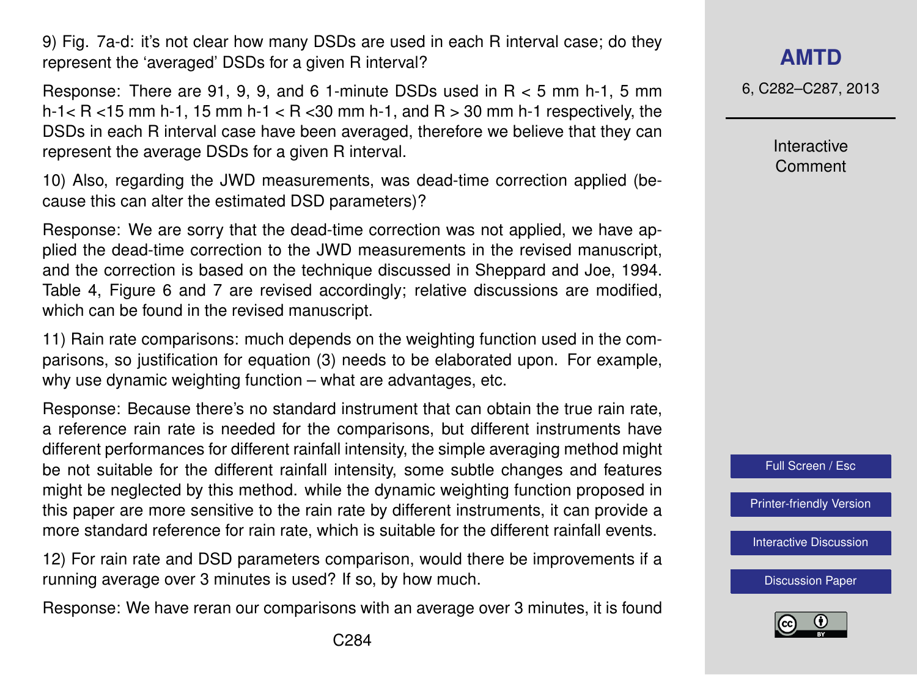9) Fig. 7a-d: it's not clear how many DSDs are used in each R interval case; do they represent the 'averaged' DSDs for a given R interval?

Response: There are 91, 9, 9, and 6 1-minute DSDs used in R < 5 mm h-1, 5 mm h-1< R <15 mm h-1, 15 mm h-1 < R <30 mm h-1, and R > 30 mm h-1 respectively, the DSDs in each R interval case have been averaged, therefore we believe that they can represent the average DSDs for a given R interval.

10) Also, regarding the JWD measurements, was dead-time correction applied (because this can alter the estimated DSD parameters)?

Response: We are sorry that the dead-time correction was not applied, we have applied the dead-time correction to the JWD measurements in the revised manuscript, and the correction is based on the technique discussed in Sheppard and Joe, 1994. Table 4, Figure 6 and 7 are revised accordingly; relative discussions are modified, which can be found in the revised manuscript.

11) Rain rate comparisons: much depends on the weighting function used in the comparisons, so justification for equation (3) needs to be elaborated upon. For example, why use dynamic weighting function – what are advantages, etc.

Response: Because there's no standard instrument that can obtain the true rain rate, a reference rain rate is needed for the comparisons, but different instruments have different performances for different rainfall intensity, the simple averaging method might be not suitable for the different rainfall intensity, some subtle changes and features might be neglected by this method. while the dynamic weighting function proposed in this paper are more sensitive to the rain rate by different instruments, it can provide a more standard reference for rain rate, which is suitable for the different rainfall events.

12) For rain rate and DSD parameters comparison, would there be improvements if a running average over 3 minutes is used? If so, by how much.

Response: We have reran our comparisons with an average over 3 minutes, it is found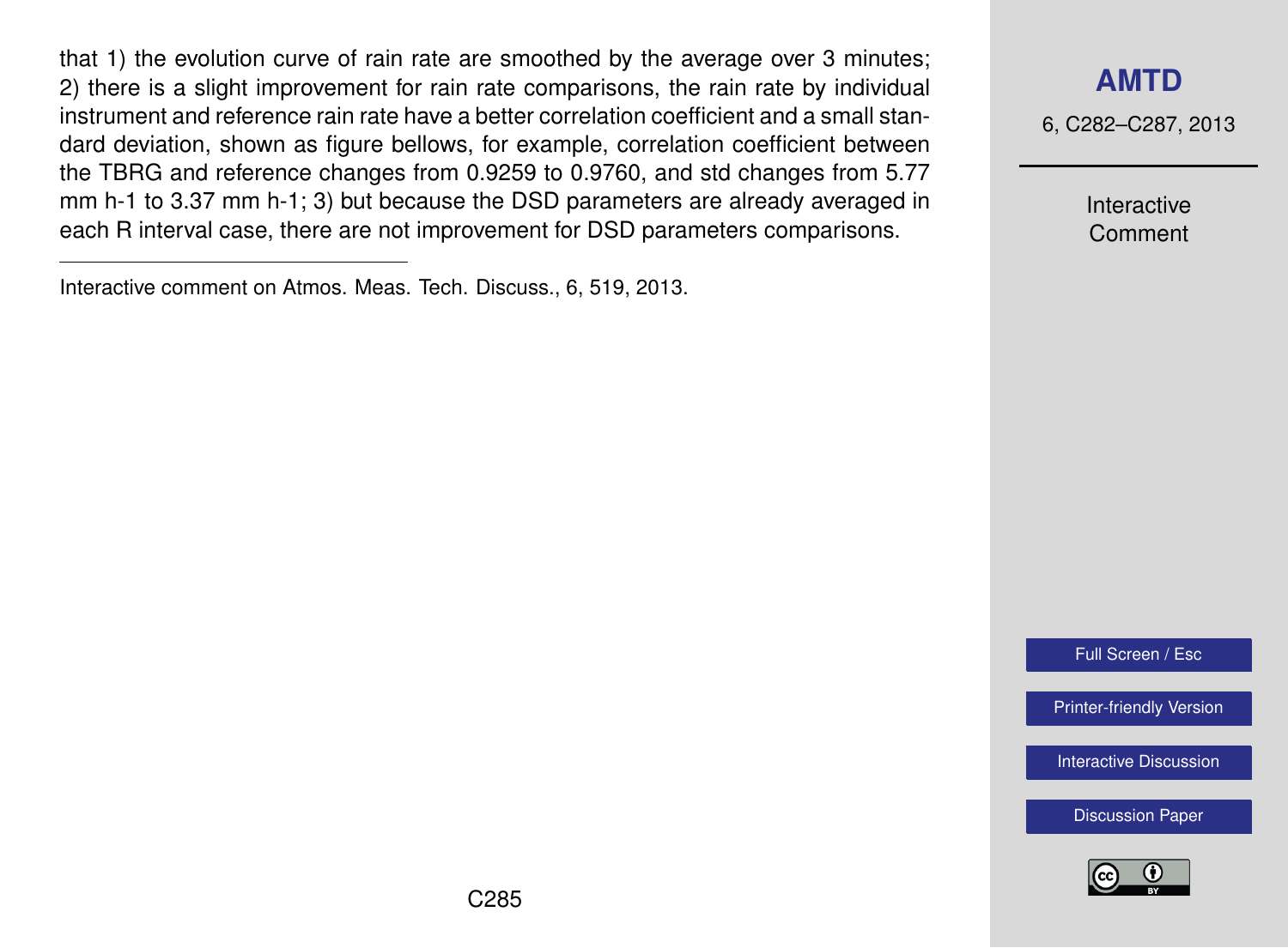that 1) the evolution curve of rain rate are smoothed by the average over 3 minutes; 2) there is a slight improvement for rain rate comparisons, the rain rate by individual instrument and reference rain rate have a better correlation coefficient and a small standard deviation, shown as figure bellows, for example, correlation coefficient between the TBRG and reference changes from 0.9259 to 0.9760, and std changes from 5.77 mm h-1 to 3.37 mm h-1; 3) but because the DSD parameters are already averaged in each R interval case, there are not improvement for DSD parameters comparisons.

---

Interactive comment on Atmos. Meas. Tech. Discuss., 6, 519, 2013.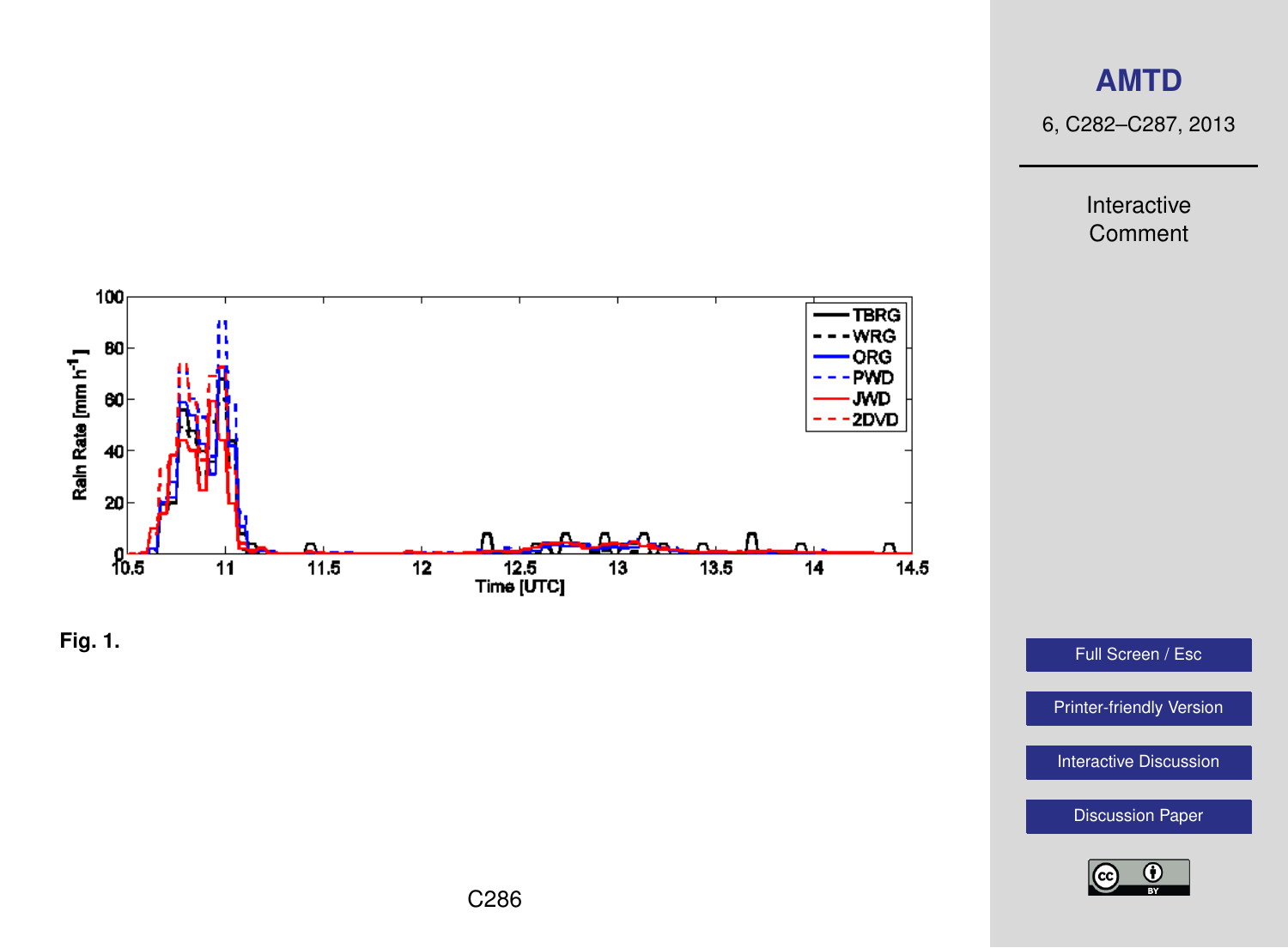Fig. 1.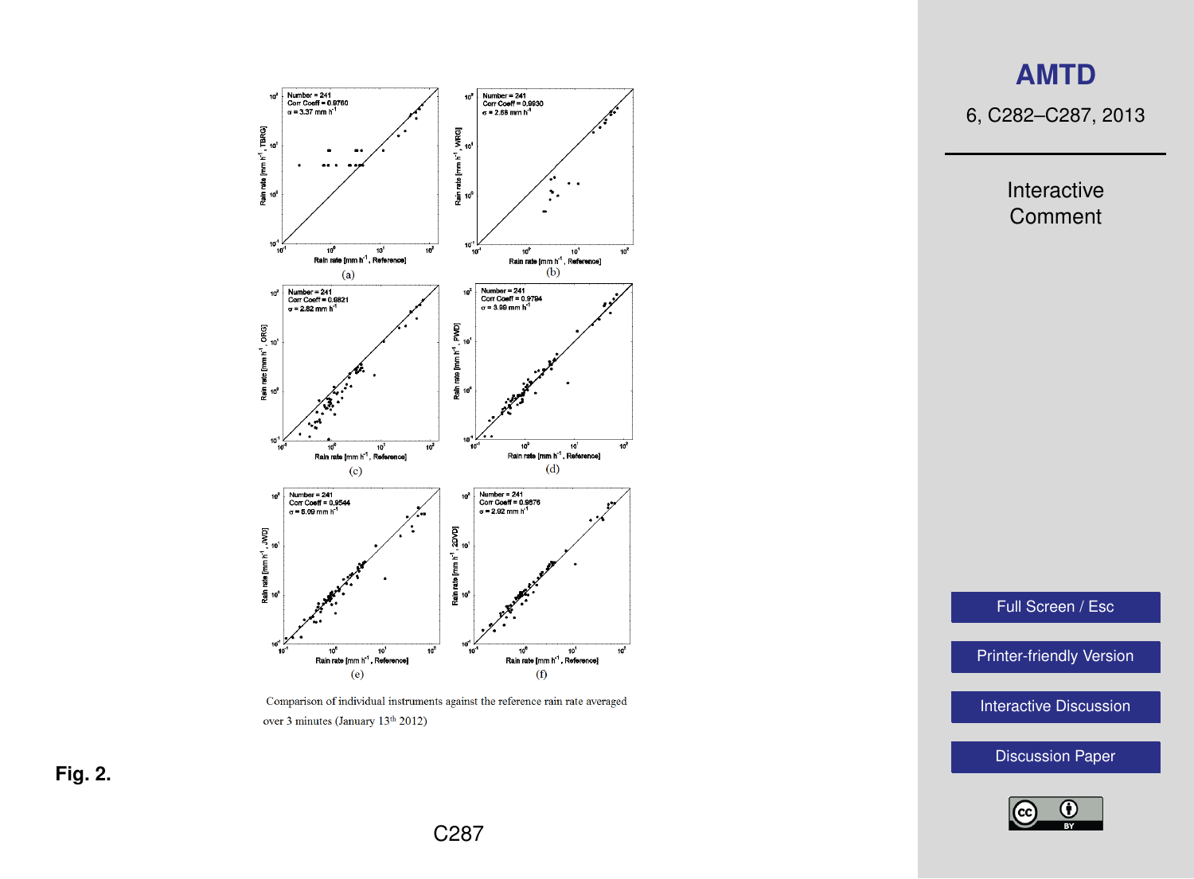Number = 241
Corr Coeff = 0.9760
σ = 3.37 mm h$^{-1}$

Rain rate [mm h$^{-1}$, TBRG]

Rain rate [mm h$^{-1}$, Reference]

(a)

Number = 241
Corr Coeff = 0.9930
σ = 2.68 mm h$^{-1}$

Rain rate [mm h$^{-1}$, WRG]

Rain rate [mm h$^{-1}$, Reference]

(b)

Number = 241
Corr Coeff = 0.9821
σ = 2.82 mm h$^{-1}$

Rain rate [mm h$^{-1}$, ORG]

Rain rate [mm h$^{-1}$, Reference]

(c)

Number = 241
Corr Coeff = 0.9794
σ = 3.99 mm h$^{-1}$

Rain rate [mm h$^{-1}$, PWD]

Rain rate [mm h$^{-1}$, Reference]

(d)

Number = 241
Corr Coeff = 0.9544
σ = 5.09 mm h$^{-1}$

Rain rate [mm h$^{-1}$, JWD]

Rain rate [mm h$^{-1}$, Reference]

(e)

Number = 241
Corr Coeff = 0.9876
σ = 2.92 mm h$^{-1}$

Rain rate [mm h$^{-1}$, 2DVD]

Rain rate [mm h$^{-1}$, Reference]

(f)

Comparison of individual instruments against the reference rain rate averaged over 3 minutes (January 13th 2012)

**Fig. 2.**